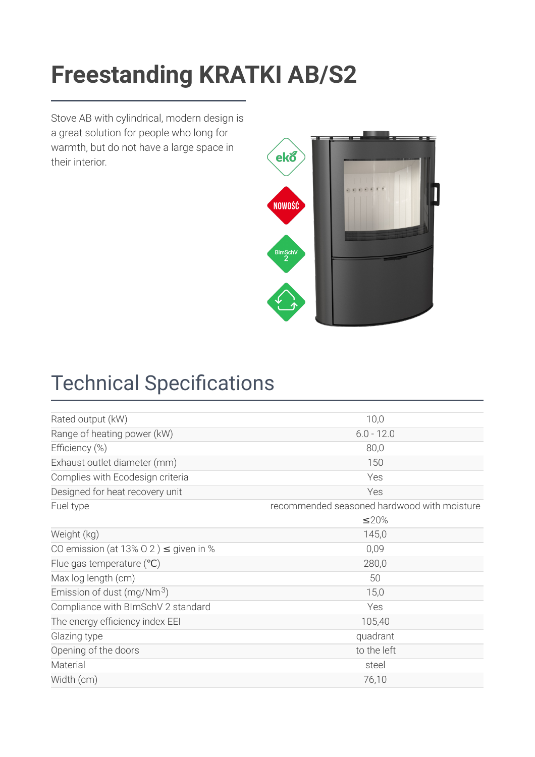# Freestanding KRATKI AB/S2

Stove AB with cylindrical, modern design is a great solution for people who long for warmth, but do not have a large space in their interior.

## Technical Specifications

| | |
|---|---|
| Rated output (kW) | 10,0 |
| Range of heating power (kW) | 6.0 - 12.0 |
| Efficiency (%) | 80,0 |
| Exhaust outlet diameter (mm) | 150 |
| Complies with Ecodesign criteria | Yes |
| Designed for heat recovery unit | Yes |
| Fuel type | recommended seasoned hardwood with moisture ≤20% |
| Weight (kg) | 145,0 |
| CO emission (at 13% $O_2$) ≤ given in % | 0,09 |
| Flue gas temperature (℃) | 280,0 |
| Max log length (cm) | 50 |
| Emission of dust (mg/$Nm^3$) | 15,0 |
| Compliance with BImSchV 2 standard | Yes |
| The energy efficiency index EEI | 105,40 |
| Glazing type | quadrant |
| Opening of the doors | to the left |
| Material | steel |
| Width (cm) | 76,10 |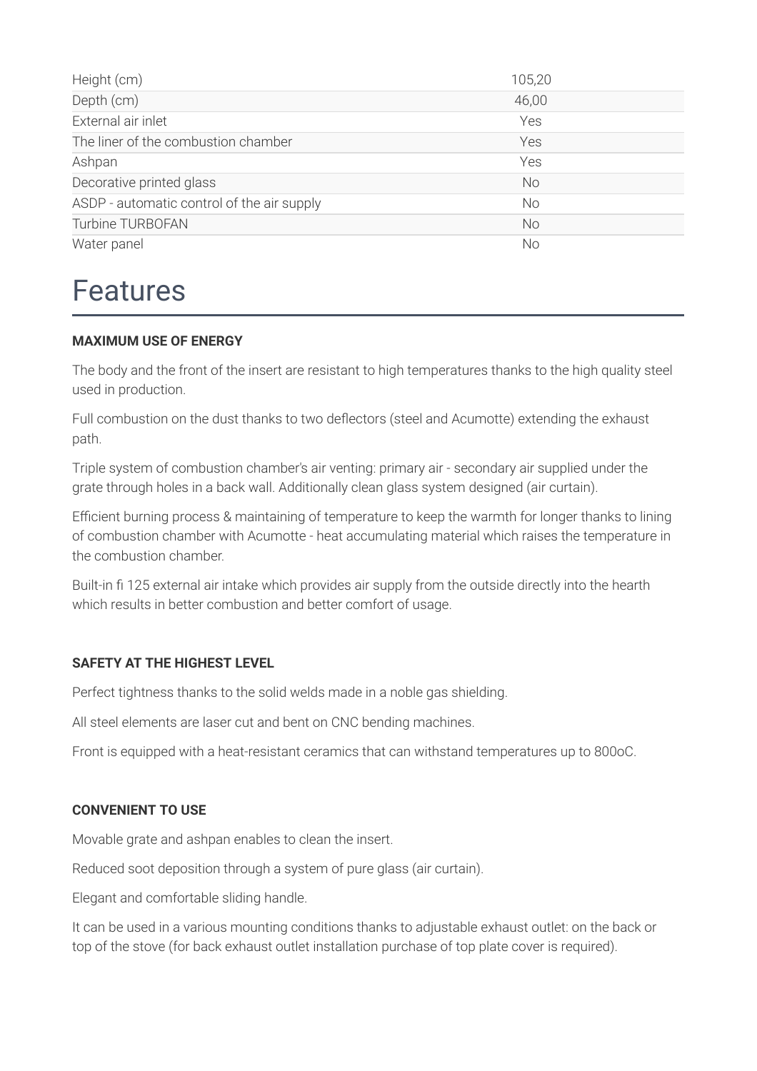| | |
|---|---|
| Height (cm) | 105,20 |
| Depth (cm) | 46,00 |
| External air inlet | Yes |
| The liner of the combustion chamber | Yes |
| Ashpan | Yes |
| Decorative printed glass | No |
| ASDP - automatic control of the air supply | No |
| Turbine TURBOFAN | No |
| Water panel | No |

# Features

**MAXIMUM USE OF ENERGY**

The body and the front of the insert are resistant to high temperatures thanks to the high quality steel used in production.

Full combustion on the dust thanks to two deflectors (steel and Acumotte) extending the exhaust path.

Triple system of combustion chamber's air venting: primary air - secondary air supplied under the grate through holes in a back wall. Additionally clean glass system designed (air curtain).

Efficient burning process & maintaining of temperature to keep the warmth for longer thanks to lining of combustion chamber with Acumotte - heat accumulating material which raises the temperature in the combustion chamber.

Built-in fi 125 external air intake which provides air supply from the outside directly into the hearth which results in better combustion and better comfort of usage.

**SAFETY AT THE HIGHEST LEVEL**

Perfect tightness thanks to the solid welds made in a noble gas shielding.

All steel elements are laser cut and bent on CNC bending machines.

Front is equipped with a heat-resistant ceramics that can withstand temperatures up to 800oC.

**CONVENIENT TO USE**

Movable grate and ashpan enables to clean the insert.

Reduced soot deposition through a system of pure glass (air curtain).

Elegant and comfortable sliding handle.

It can be used in a various mounting conditions thanks to adjustable exhaust outlet: on the back or top of the stove (for back exhaust outlet installation purchase of top plate cover is required).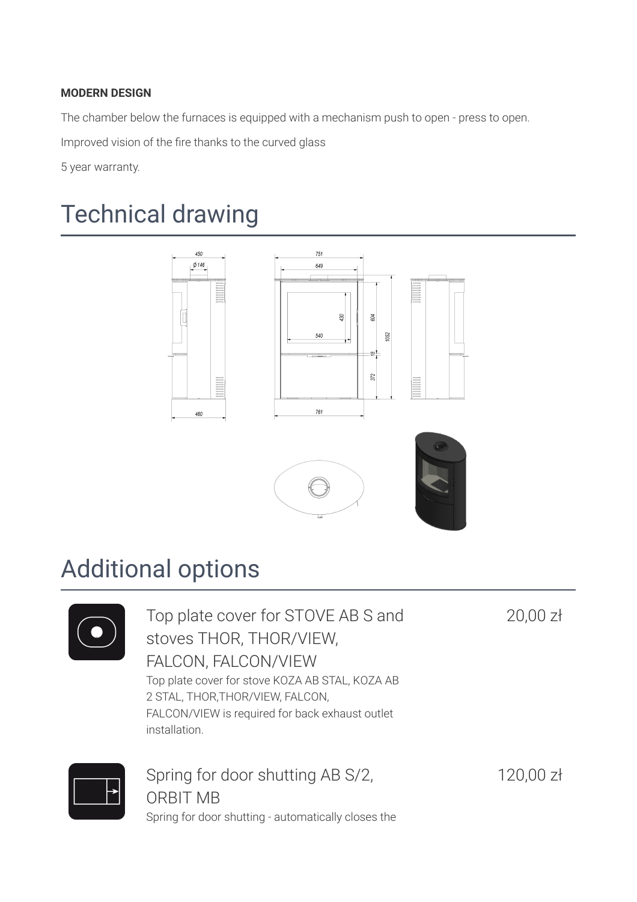**MODERN DESIGN**

The chamber below the furnaces is equipped with a mechanism push to open - press to open.

Improved vision of the fire thanks to the curved glass

5 year warranty.

# Technical drawing

# Additional options

## Top plate cover for STOVE AB S and stoves THOR, THOR/VIEW, FALCON, FALCON/VIEW

20,00 zł

Top plate cover for stove KOZA AB STAL, KOZA AB 2 STAL, THOR,THOR/VIEW, FALCON, FALCON/VIEW is required for back exhaust outlet installation.

## Spring for door shutting AB S/2, ORBIT MB

120,00 zł

Spring for door shutting - automatically closes the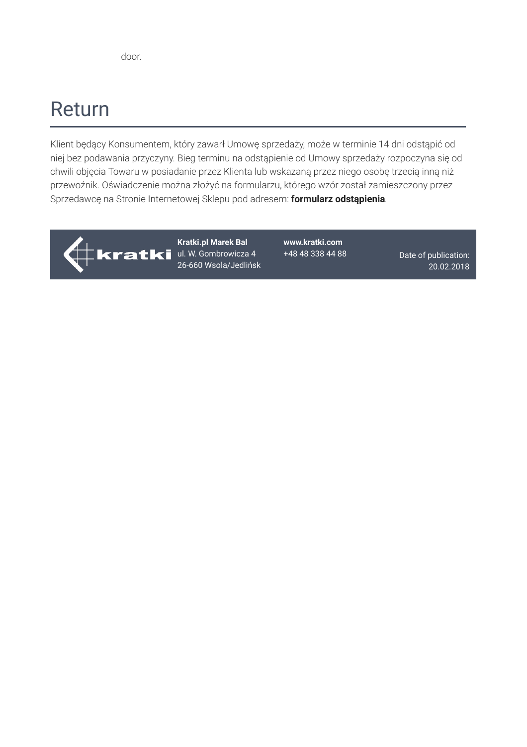door.

# Return

Klient będący Konsumentem, który zawarł Umowę sprzedaży, może w terminie 14 dni odstąpić od niej bez podawania przyczyny. Bieg terminu na odstąpienie od Umowy sprzedaży rozpoczyna się od chwili objęcia Towaru w posiadanie przez Klienta lub wskazaną przez niego osobę trzecią inną niż przewoźnik. Oświadczenie można złożyć na formularzu, którego wzór został zamieszczony przez Sprzedawcę na Stronie Internetowej Sklepu pod adresem: **formularz odstąpienia**.

kratki

**Kratki.pl Marek Bal**
ul. W. Gombrowicza 4
26-660 Wsola/Jedlińsk

**www.kratki.com**
+48 48 338 44 88

Date of publication:
20.02.2018